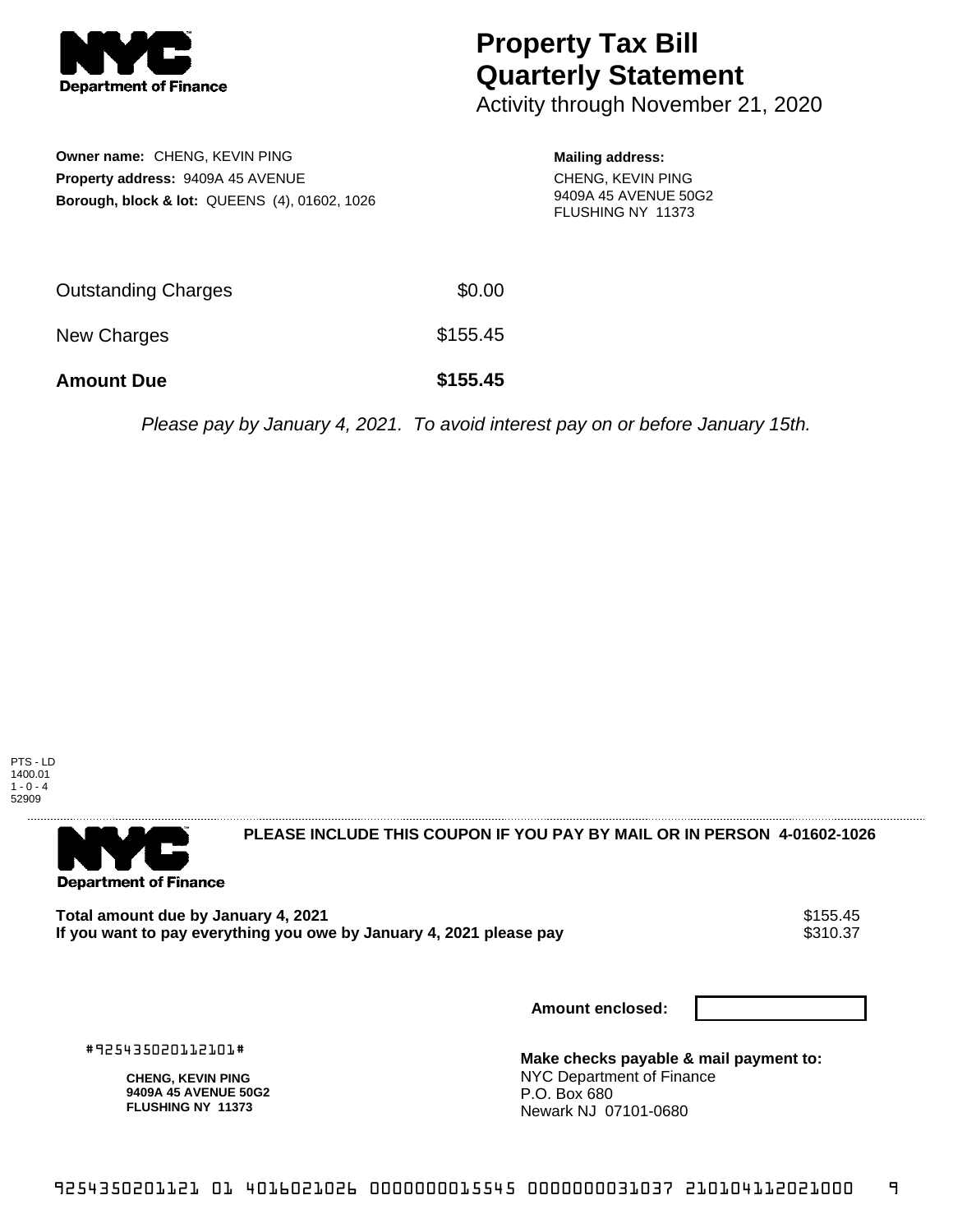# Property Tax Bill Quarterly Statement

Activity through November 21, 2020

**Owner name:** CHENG, KEVIN PING
**Property address:** 9409A 45 AVENUE
**Borough, block & lot:** QUEENS (4), 01602, 1026

**Mailing address:**
CHENG, KEVIN PING
9409A 45 AVENUE 50G2
FLUSHING NY 11373

| | |
|---|---|
| Outstanding Charges | $0.00 |
| New Charges | $155.45 |
| **Amount Due** | **$155.45** |

*Please pay by January 4, 2021. To avoid interest pay on or before January 15th.*

PTS - LD
1400.01
1 - 0 - 4
52909

**PLEASE INCLUDE THIS COUPON IF YOU PAY BY MAIL OR IN PERSON 4-01602-1026**

| | |
|---|---|
| **Total amount due by January 4, 2021** | $155.45 |
| **If you want to pay everything you owe by January 4, 2021 please pay** | $310.37 |

**Amount enclosed:**

#925435020112101#

**CHENG, KEVIN PING**
**9409A 45 AVENUE 50G2**
**FLUSHING NY 11373**

**Make checks payable & mail payment to:**
NYC Department of Finance
P.O. Box 680
Newark NJ 07101-0680

9254350201121 01 4016021026 0000000015545 0000000031037 210104112021000 9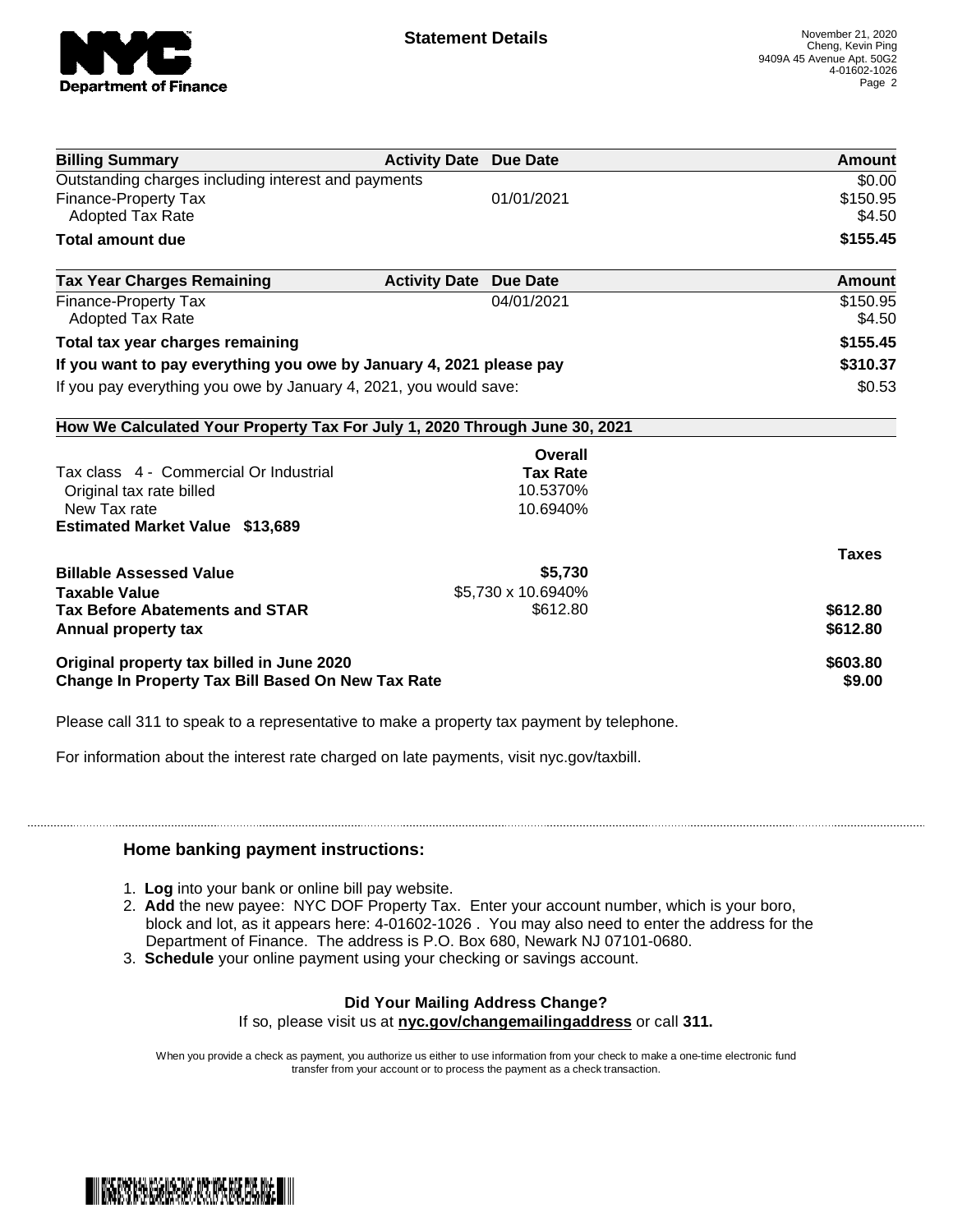**Statement Details**

November 21, 2020
Cheng, Kevin Ping
9409A 45 Avenue Apt. 50G2
4-01602-1026

| Billing Summary | Activity Date | Due Date | Amount |
|---|---|---|---|
| Outstanding charges including interest and payments | | | $0.00 |
| Finance-Property Tax | | 01/01/2021 | $150.95 |
| Adopted Tax Rate | | | $4.50 |
| **Total amount due** | | | **$155.45** |

| Tax Year Charges Remaining | Activity Date | Due Date | Amount |
|---|---|---|---|
| Finance-Property Tax | | 04/01/2021 | $150.95 |
| Adopted Tax Rate | | | $4.50 |
| **Total tax year charges remaining** | | | **$155.45** |
| **If you want to pay everything you owe by January 4, 2021 please pay** | | | **$310.37** |
| If you pay everything you owe by January 4, 2021, you would save: | | | $0.53 |

**How We Calculated Your Property Tax For July 1, 2020 Through June 30, 2021**

| | Overall Tax Rate | |
|---|---|---|
| Tax class 4 - Commercial Or Industrial | | |
| Original tax rate billed | 10.5370% | |
| New Tax rate | 10.6940% | |
| **Estimated Market Value $13,689** | | |
| | | **Taxes** |
| **Billable Assessed Value** | **$5,730** | |
| **Taxable Value** | $5,730 x 10.6940% | |
| **Tax Before Abatements and STAR** | $612.80 | **$612.80** |
| **Annual property tax** | | **$612.80** |
| **Original property tax billed in June 2020** | | **$603.80** |
| **Change In Property Tax Bill Based On New Tax Rate** | | **$9.00** |

Please call 311 to speak to a representative to make a property tax payment by telephone.

For information about the interest rate charged on late payments, visit nyc.gov/taxbill.

## Home banking payment instructions:

1. **Log** into your bank or online bill pay website.
2. **Add** the new payee: NYC DOF Property Tax. Enter your account number, which is your boro, block and lot, as it appears here: 4-01602-1026 . You may also need to enter the address for the Department of Finance. The address is P.O. Box 680, Newark NJ 07101-0680.
3. **Schedule** your online payment using your checking or savings account.

**Did Your Mailing Address Change?**
If so, please visit us at **nyc.gov/changemailingaddress** or call **311.**

When you provide a check as payment, you authorize us either to use information from your check to make a one-time electronic fund transfer from your account or to process the payment as a check transaction.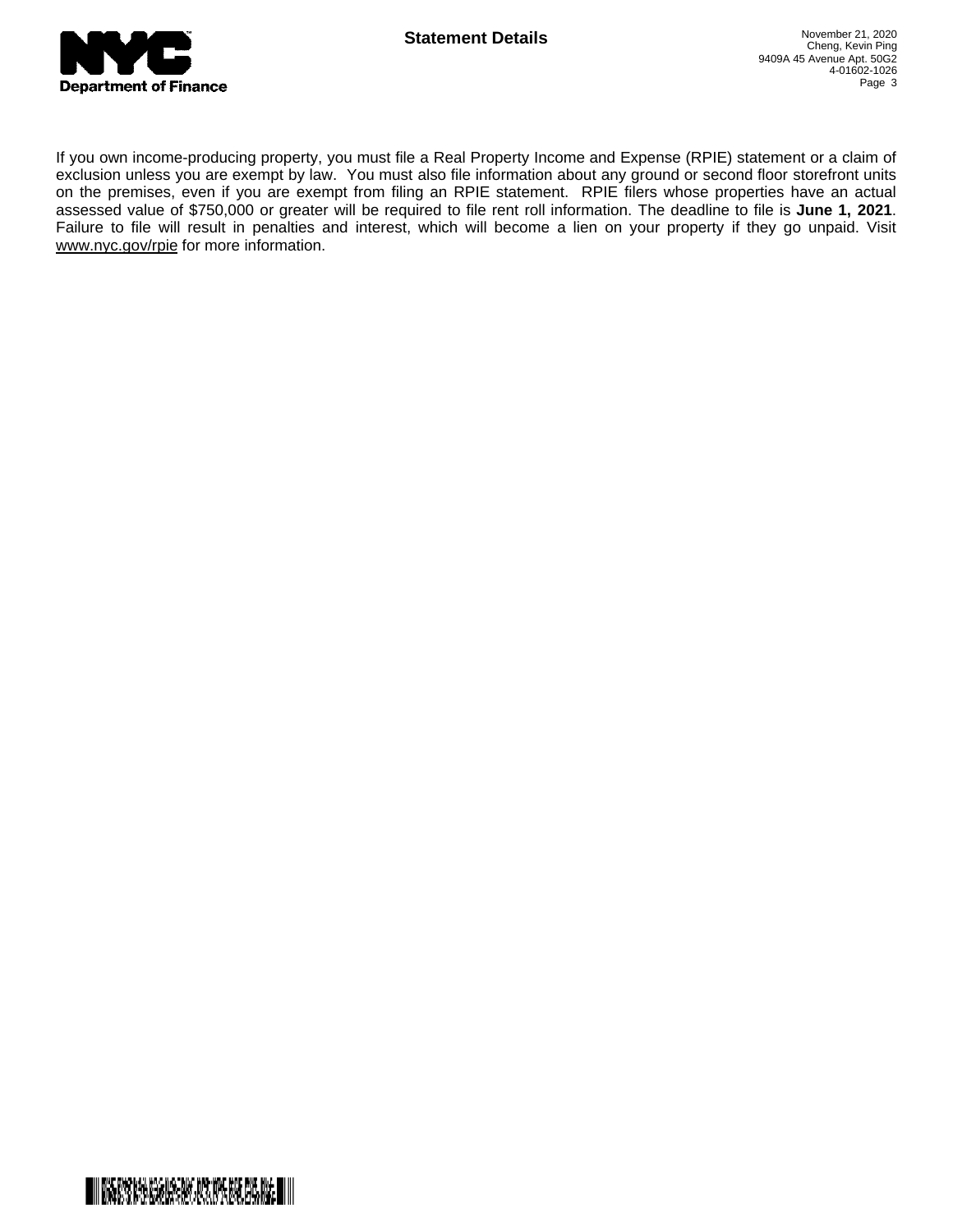If you own income-producing property, you must file a Real Property Income and Expense (RPIE) statement or a claim of exclusion unless you are exempt by law. You must also file information about any ground or second floor storefront units on the premises, even if you are exempt from filing an RPIE statement. RPIE filers whose properties have an actual assessed value of $750,000 or greater will be required to file rent roll information. The deadline to file is **June 1, 2021**. Failure to file will result in penalties and interest, which will become a lien on your property if they go unpaid. Visit www.nyc.gov/rpie for more information.